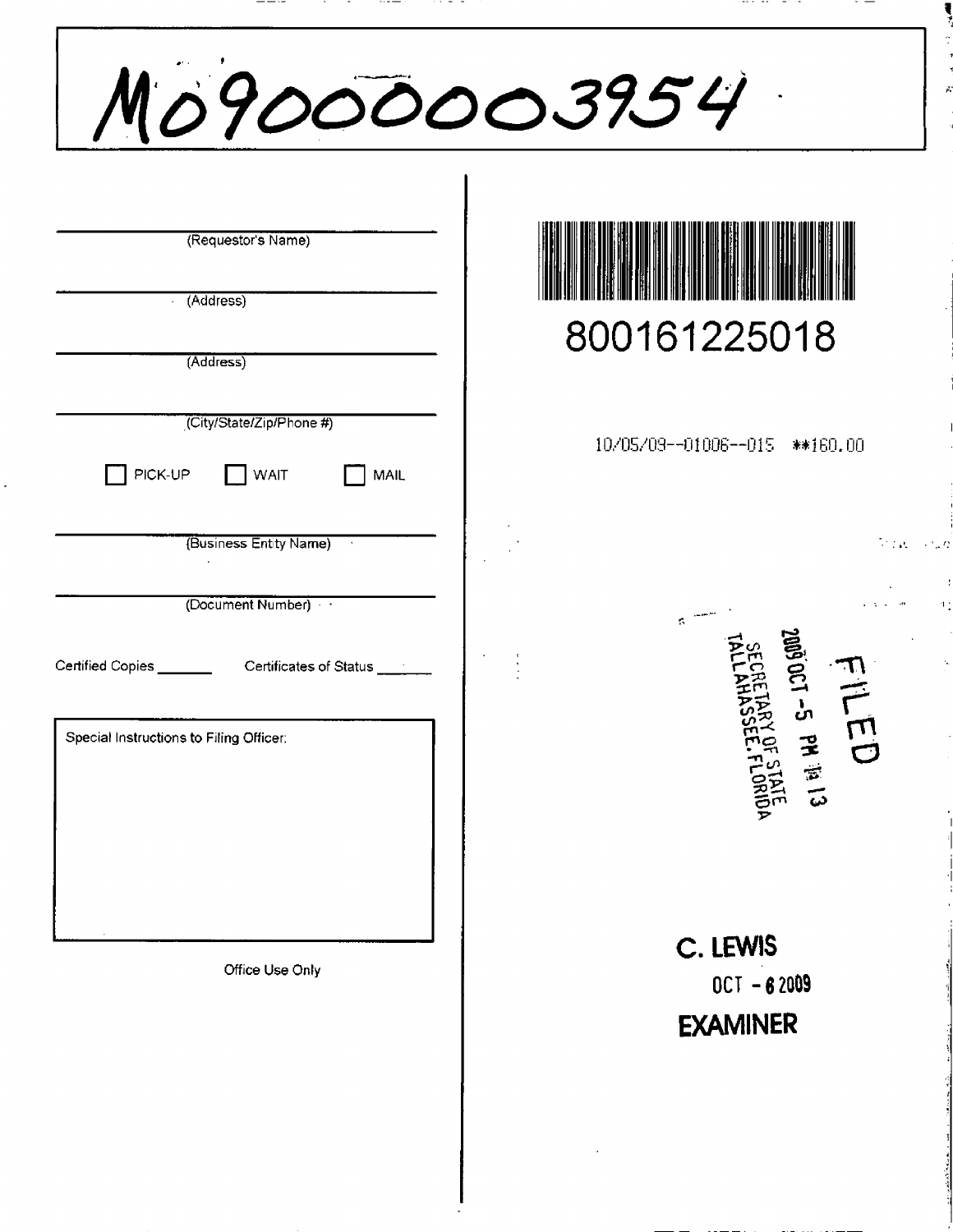# M09000003954

(Requestor's Name)

(Address)

(Address)

(City/State/Zip/Phone #)

☐ PICK-UP ☐ WAIT ☐ MAIL

(Business Entity Name)

(Document Number)

Certified Copies _______ Certificates of Status _______

Special Instructions to Filing Officer:

Office Use Only

800161225018

10/05/09--01006--015 **160.00

FILED
2009 OCT -5 PM 12:13
SECRETARY OF STATE
TALLAHASSEE, FLORIDA

C. LEWIS
OCT - 6 2009
EXAMINER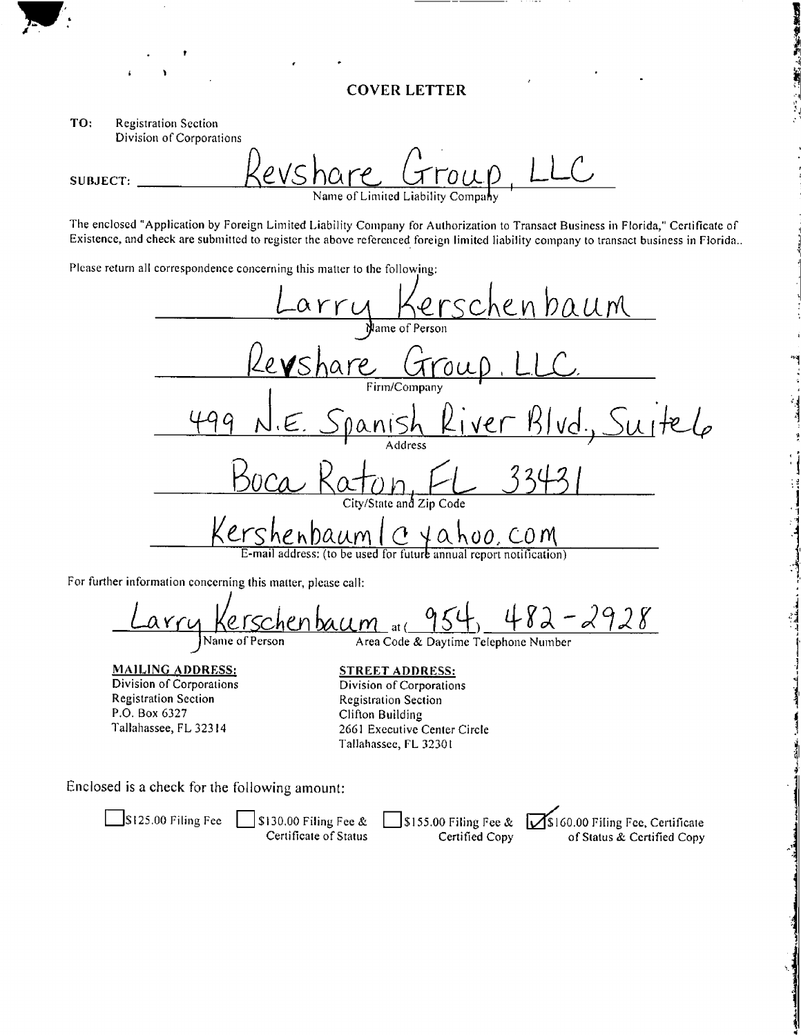# COVER LETTER

**TO:** Registration Section
Division of Corporations

**SUBJECT:** Revshare Group, LLC
Name of Limited Liability Company

The enclosed "Application by Foreign Limited Liability Company for Authorization to Transact Business in Florida," Certificate of Existence, and check are submitted to register the above referenced foreign limited liability company to transact business in Florida..

Please return all correspondence concerning this matter to the following:

Larry Kerschenbaum
Name of Person

Revshare Group. LLC.
Firm/Company

499 N.E. Spanish River Blvd., Suite 6
Address

Boca Raton, FL 33431
City/State and Zip Code

Kershenbauml@yahoo.com
E-mail address: (to be used for future annual report notification)

For further information concerning this matter, please call:

Larry Kerschenbaum at (954) 482-2928
Name of Person — Area Code & Daytime Telephone Number

**MAILING ADDRESS:**
Division of Corporations
Registration Section
P.O. Box 6327
Tallahassee, FL 32314

**STREET ADDRESS:**
Division of Corporations
Registration Section
Clifton Building
2661 Executive Center Circle
Tallahassee, FL 32301

Enclosed is a check for the following amount:

- [ ] $125.00 Filing Fee
- [ ] $130.00 Filing Fee & Certificate of Status
- [ ] $155.00 Filing Fee & Certified Copy
- [x] $160.00 Filing Fee, Certificate of Status & Certified Copy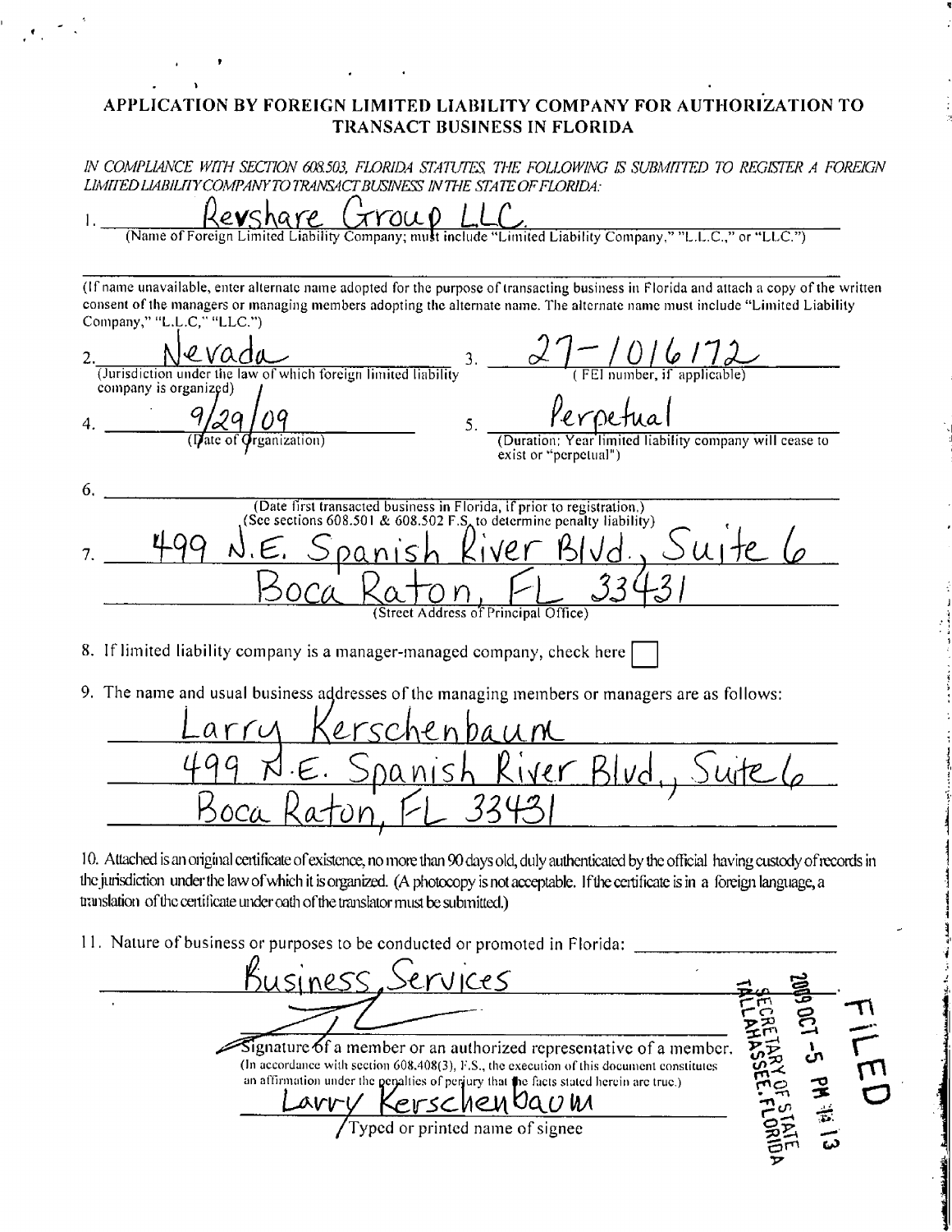# APPLICATION BY FOREIGN LIMITED LIABILITY COMPANY FOR AUTHORIZATION TO TRANSACT BUSINESS IN FLORIDA

*IN COMPLIANCE WITH SECTION 608.503, FLORIDA STATUTES, THE FOLLOWING IS SUBMITTED TO REGISTER A FOREIGN LIMITED LIABILITY COMPANY TO TRANSACT BUSINESS IN THE STATE OF FLORIDA:*

1. Revshare Group LLC
(Name of Foreign Limited Liability Company; must include "Limited Liability Company," "L.L.C.," or "LLC.")

______________________________

(If name unavailable, enter alternate name adopted for the purpose of transacting business in Florida and attach a copy of the written consent of the managers or managing members adopting the alternate name. The alternate name must include "Limited Liability Company," "L.L.C," "LLC.")

2. Nevada
(Jurisdiction under the law of which foreign limited liability company is organized)

3. 27-1016172
(FEI number, if applicable)

4. 9/29/09
(Date of Organization)

5. Perpetual
(Duration: Year limited liability company will cease to exist or "perpetual")

6. ______________________________
(Date first transacted business in Florida, if prior to registration.)
(See sections 608.501 & 608.502 F.S. to determine penalty liability)

7. 499 N.E. Spanish River Blvd., Suite 6
Boca Raton, FL 33431
(Street Address of Principal Office)

8. If limited liability company is a manager-managed company, check here ☐

9. The name and usual business addresses of the managing members or managers are as follows:

Larry Kerschenbaum
499 N.E. Spanish River Blvd., Suite 6
Boca Raton, FL 33431

10. Attached is an original certificate of existence, no more than 90 days old, duly authenticated by the official having custody of records in the jurisdiction under the law of which it is organized. (A photocopy is not acceptable. If the certificate is in a foreign language, a translation of the certificate under oath of the translator must be submitted.)

11. Nature of business or purposes to be conducted or promoted in Florida:

Business Services

______________________________
Signature of a member or an authorized representative of a member.
(In accordance with section 608.408(3), F.S., the execution of this document constitutes an affirmation under the penalties of perjury that the facts stated herein are true.)

Larry Kerschenbaum
Typed or printed name of signee

FILED
2009 OCT -5 PM 12:13
SECRETARY OF STATE
TALLAHASSEE, FLORIDA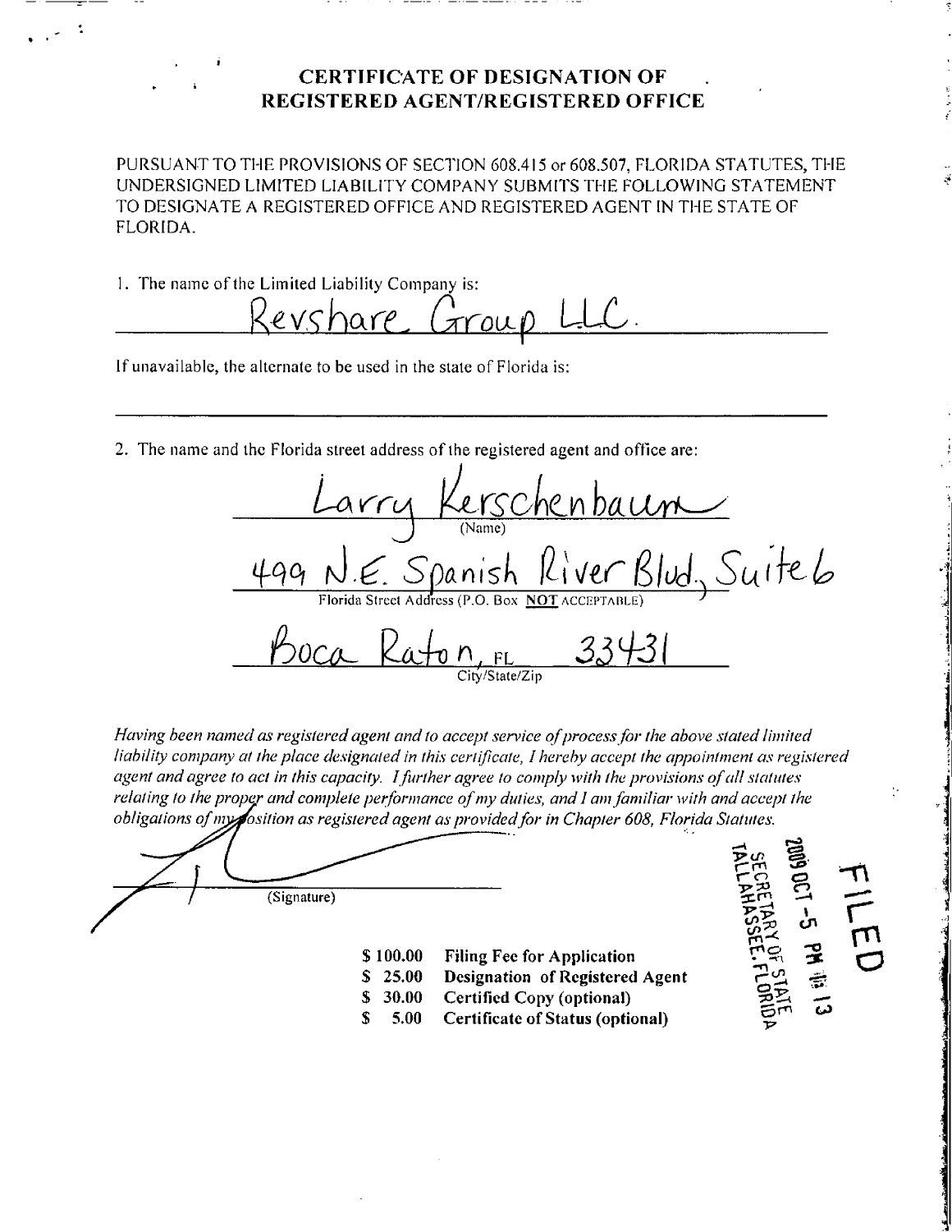# CERTIFICATE OF DESIGNATION OF REGISTERED AGENT/REGISTERED OFFICE

PURSUANT TO THE PROVISIONS OF SECTION 608.415 or 608.507, FLORIDA STATUTES, THE UNDERSIGNED LIMITED LIABILITY COMPANY SUBMITS THE FOLLOWING STATEMENT TO DESIGNATE A REGISTERED OFFICE AND REGISTERED AGENT IN THE STATE OF FLORIDA.

1. The name of the Limited Liability Company is:

Revshare Group LLC.

If unavailable, the alternate to be used in the state of Florida is:

\_\_\_\_\_\_\_\_\_\_\_\_\_\_\_\_\_\_\_\_\_\_\_\_\_\_\_\_\_\_\_\_

2. The name and the Florida street address of the registered agent and office are:

Larry Kerschenbaum
(Name)

499 N.E. Spanish River Blvd., Suite 6
Florida Street Address (P.O. Box **NOT** ACCEPTABLE)

Boca Raton, FL 33431
City/State/Zip

*Having been named as registered agent and to accept service of process for the above stated limited liability company at the place designated in this certificate, I hereby accept the appointment as registered agent and agree to act in this capacity. I further agree to comply with the provisions of all statutes relating to the proper and complete performance of my duties, and I am familiar with and accept the obligations of my position as registered agent as provided for in Chapter 608, Florida Statutes.*

\_\_\_\_\_\_\_\_\_\_\_\_\_\_\_\_\_\_\_\_\_\_\_\_\_\_\_\_\_\_\_\_
(Signature)

FILED
2009 OCT -5 PM 4:13
SECRETARY OF STATE
TALLAHASSEE, FLORIDA

| | |
|---|---|
| **$ 100.00** | **Filing Fee for Application** |
| **$ 25.00** | **Designation of Registered Agent** |
| **$ 30.00** | **Certified Copy (optional)** |
| **$ 5.00** | **Certificate of Status (optional)** |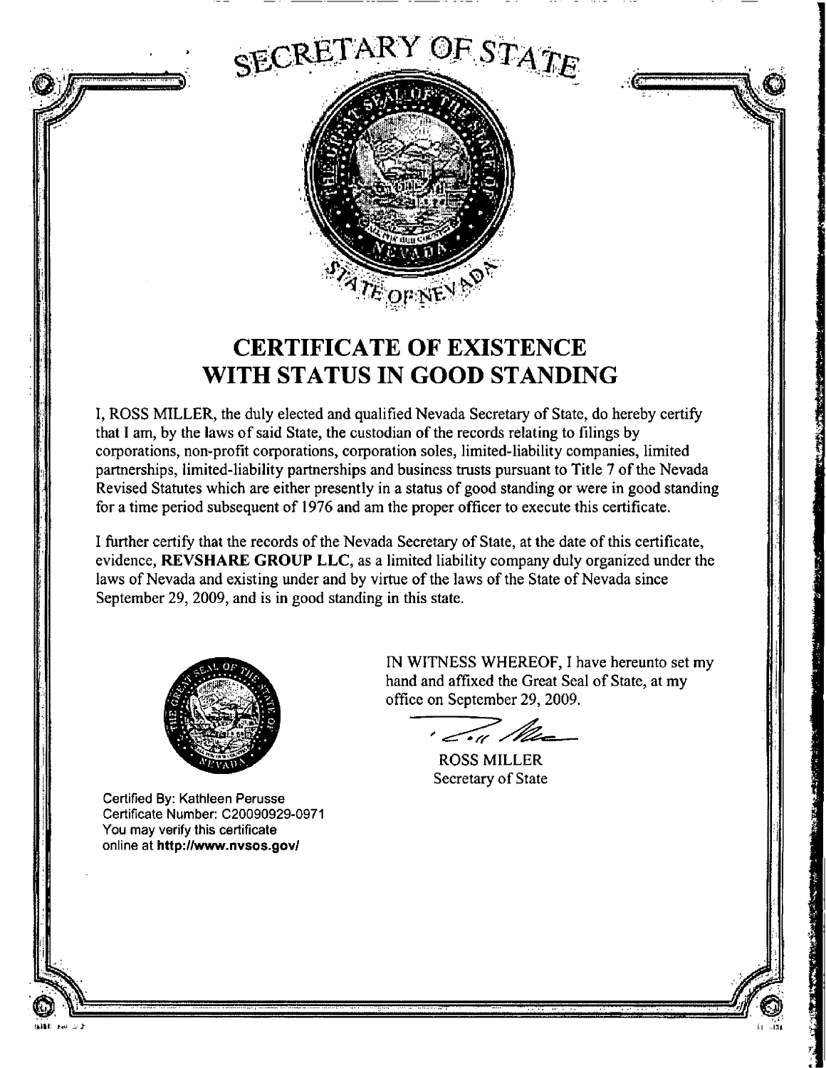SECRETARY OF STATE

STATE OF NEVADA

# CERTIFICATE OF EXISTENCE WITH STATUS IN GOOD STANDING

I, ROSS MILLER, the duly elected and qualified Nevada Secretary of State, do hereby certify that I am, by the laws of said State, the custodian of the records relating to filings by corporations, non-profit corporations, corporation soles, limited-liability companies, limited partnerships, limited-liability partnerships and business trusts pursuant to Title 7 of the Nevada Revised Statutes which are either presently in a status of good standing or were in good standing for a time period subsequent of 1976 and am the proper officer to execute this certificate.

I further certify that the records of the Nevada Secretary of State, at the date of this certificate, evidence, **REVSHARE GROUP LLC**, as a limited liability company duly organized under the laws of Nevada and existing under and by virtue of the laws of the State of Nevada since September 29, 2009, and is in good standing in this state.

IN WITNESS WHEREOF, I have hereunto set my hand and affixed the Great Seal of State, at my office on September 29, 2009.

ROSS MILLER
Secretary of State

Certified By: Kathleen Perusse
Certificate Number: C20090929-0971
You may verify this certificate online at **http://www.nvsos.gov/**